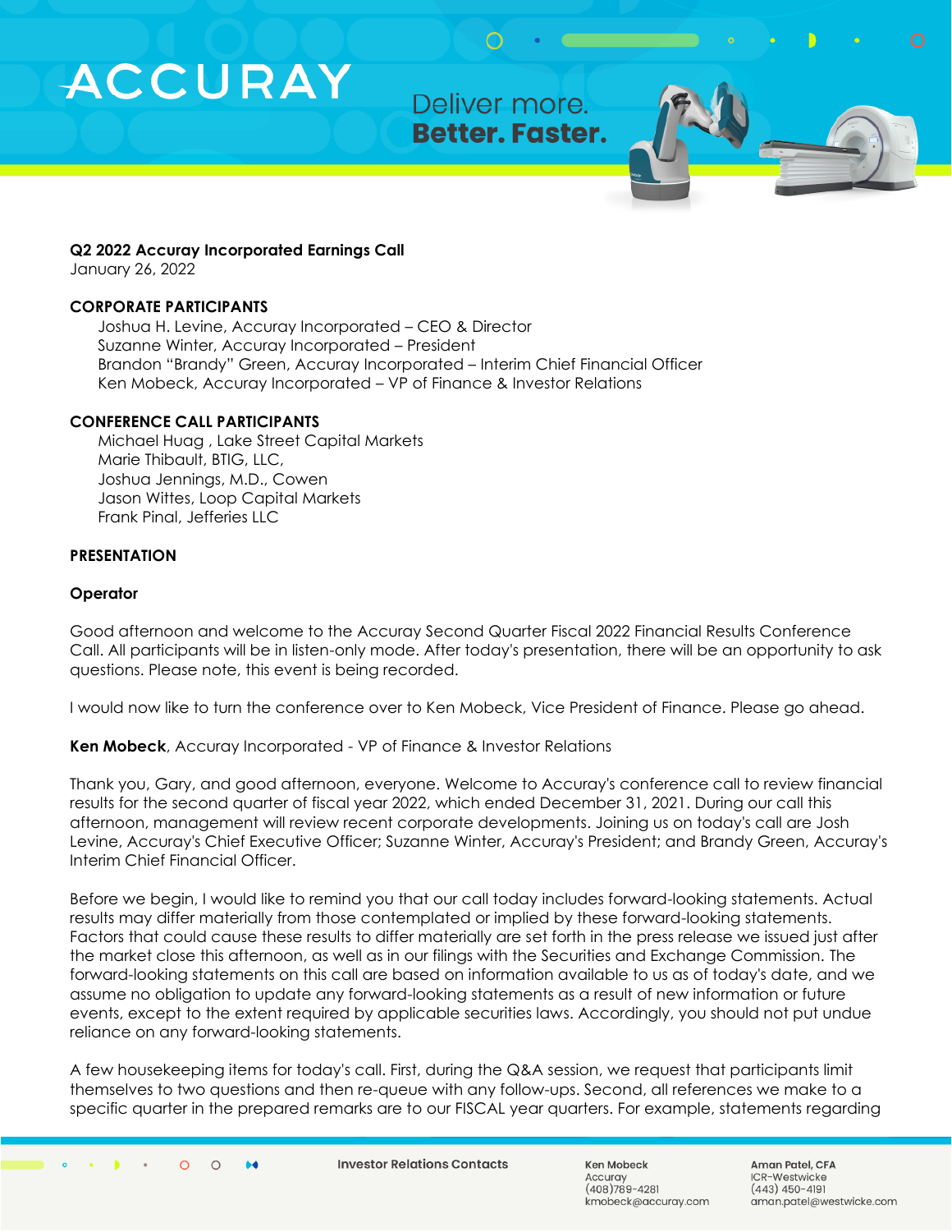**Q2 2022 Accuray Incorporated Earnings Call**
January 26, 2022

**CORPORATE PARTICIPANTS**

Joshua H. Levine, Accuray Incorporated – CEO & Director
Suzanne Winter, Accuray Incorporated – President
Brandon "Brandy" Green, Accuray Incorporated – Interim Chief Financial Officer
Ken Mobeck, Accuray Incorporated – VP of Finance & Investor Relations

**CONFERENCE CALL PARTICIPANTS**

Michael Huag , Lake Street Capital Markets
Marie Thibault, BTIG, LLC,
Joshua Jennings, M.D., Cowen
Jason Wittes, Loop Capital Markets
Frank Pinal, Jefferies LLC

**PRESENTATION**

**Operator**

Good afternoon and welcome to the Accuray Second Quarter Fiscal 2022 Financial Results Conference Call. All participants will be in listen-only mode. After today's presentation, there will be an opportunity to ask questions. Please note, this event is being recorded.

I would now like to turn the conference over to Ken Mobeck, Vice President of Finance. Please go ahead.

**Ken Mobeck**, Accuray Incorporated - VP of Finance & Investor Relations

Thank you, Gary, and good afternoon, everyone. Welcome to Accuray's conference call to review financial results for the second quarter of fiscal year 2022, which ended December 31, 2021. During our call this afternoon, management will review recent corporate developments. Joining us on today's call are Josh Levine, Accuray's Chief Executive Officer; Suzanne Winter, Accuray's President; and Brandy Green, Accuray's Interim Chief Financial Officer.

Before we begin, I would like to remind you that our call today includes forward-looking statements. Actual results may differ materially from those contemplated or implied by these forward-looking statements. Factors that could cause these results to differ materially are set forth in the press release we issued just after the market close this afternoon, as well as in our filings with the Securities and Exchange Commission. The forward-looking statements on this call are based on information available to us as of today's date, and we assume no obligation to update any forward-looking statements as a result of new information or future events, except to the extent required by applicable securities laws. Accordingly, you should not put undue reliance on any forward-looking statements.

A few housekeeping items for today's call. First, during the Q&A session, we request that participants limit themselves to two questions and then re-queue with any follow-ups. Second, all references we make to a specific quarter in the prepared remarks are to our FISCAL year quarters. For example, statements regarding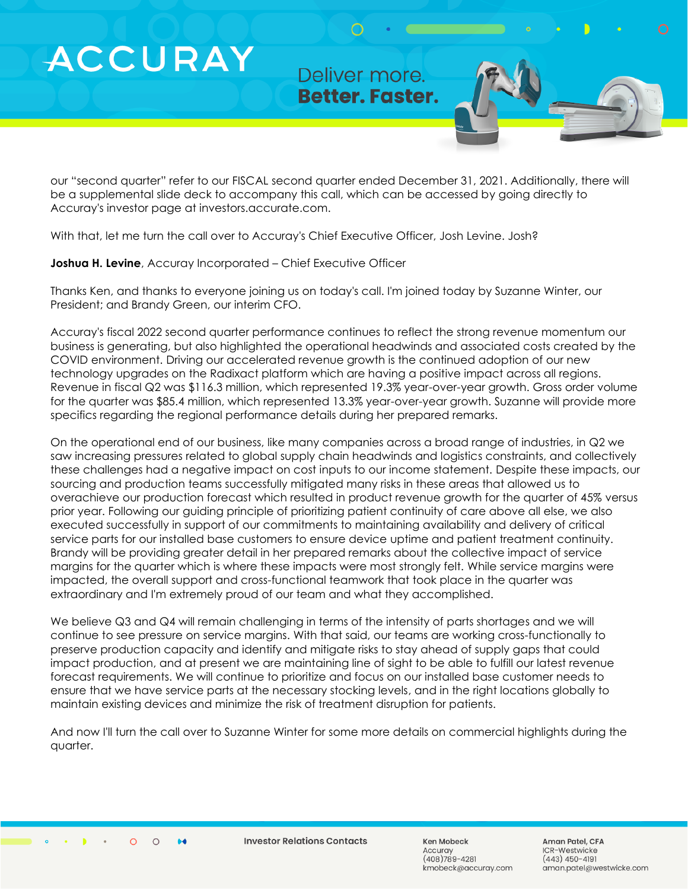our "second quarter" refer to our FISCAL second quarter ended December 31, 2021. Additionally, there will be a supplemental slide deck to accompany this call, which can be accessed by going directly to Accuray's investor page at investors.accurate.com.

With that, let me turn the call over to Accuray's Chief Executive Officer, Josh Levine. Josh?

**Joshua H. Levine**, Accuray Incorporated – Chief Executive Officer

Thanks Ken, and thanks to everyone joining us on today's call. I'm joined today by Suzanne Winter, our President; and Brandy Green, our interim CFO.

Accuray's fiscal 2022 second quarter performance continues to reflect the strong revenue momentum our business is generating, but also highlighted the operational headwinds and associated costs created by the COVID environment. Driving our accelerated revenue growth is the continued adoption of our new technology upgrades on the Radixact platform which are having a positive impact across all regions. Revenue in fiscal Q2 was $116.3 million, which represented 19.3% year-over-year growth. Gross order volume for the quarter was $85.4 million, which represented 13.3% year-over-year growth. Suzanne will provide more specifics regarding the regional performance details during her prepared remarks.

On the operational end of our business, like many companies across a broad range of industries, in Q2 we saw increasing pressures related to global supply chain headwinds and logistics constraints, and collectively these challenges had a negative impact on cost inputs to our income statement. Despite these impacts, our sourcing and production teams successfully mitigated many risks in these areas that allowed us to overachieve our production forecast which resulted in product revenue growth for the quarter of 45% versus prior year. Following our guiding principle of prioritizing patient continuity of care above all else, we also executed successfully in support of our commitments to maintaining availability and delivery of critical service parts for our installed base customers to ensure device uptime and patient treatment continuity. Brandy will be providing greater detail in her prepared remarks about the collective impact of service margins for the quarter which is where these impacts were most strongly felt. While service margins were impacted, the overall support and cross-functional teamwork that took place in the quarter was extraordinary and I'm extremely proud of our team and what they accomplished.

We believe Q3 and Q4 will remain challenging in terms of the intensity of parts shortages and we will continue to see pressure on service margins. With that said, our teams are working cross-functionally to preserve production capacity and identify and mitigate risks to stay ahead of supply gaps that could impact production, and at present we are maintaining line of sight to be able to fulfill our latest revenue forecast requirements. We will continue to prioritize and focus on our installed base customer needs to ensure that we have service parts at the necessary stocking levels, and in the right locations globally to maintain existing devices and minimize the risk of treatment disruption for patients.

And now I'll turn the call over to Suzanne Winter for some more details on commercial highlights during the quarter.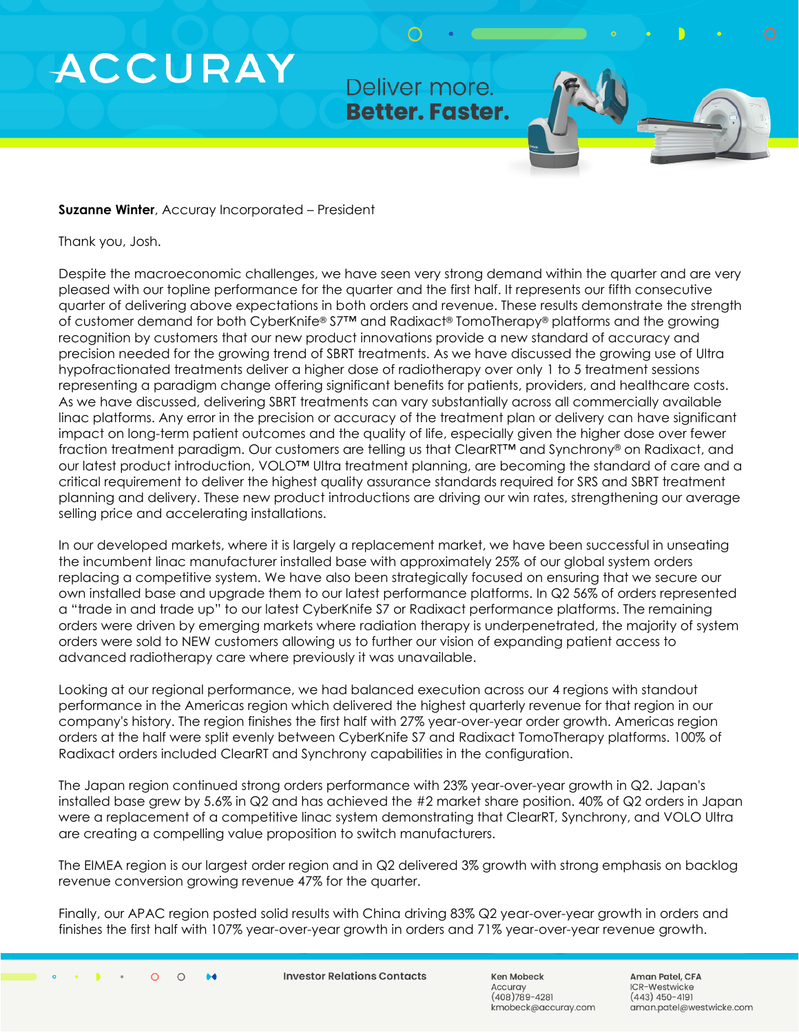**Suzanne Winter**, Accuray Incorporated – President

Thank you, Josh.

Despite the macroeconomic challenges, we have seen very strong demand within the quarter and are very pleased with our topline performance for the quarter and the first half. It represents our fifth consecutive quarter of delivering above expectations in both orders and revenue. These results demonstrate the strength of customer demand for both CyberKnife® S7™ and Radixact® TomoTherapy® platforms and the growing recognition by customers that our new product innovations provide a new standard of accuracy and precision needed for the growing trend of SBRT treatments. As we have discussed the growing use of Ultra hypofractionated treatments deliver a higher dose of radiotherapy over only 1 to 5 treatment sessions representing a paradigm change offering significant benefits for patients, providers, and healthcare costs. As we have discussed, delivering SBRT treatments can vary substantially across all commercially available linac platforms. Any error in the precision or accuracy of the treatment plan or delivery can have significant impact on long-term patient outcomes and the quality of life, especially given the higher dose over fewer fraction treatment paradigm. Our customers are telling us that ClearRT™ and Synchrony® on Radixact, and our latest product introduction, VOLO™ Ultra treatment planning, are becoming the standard of care and a critical requirement to deliver the highest quality assurance standards required for SRS and SBRT treatment planning and delivery. These new product introductions are driving our win rates, strengthening our average selling price and accelerating installations.

In our developed markets, where it is largely a replacement market, we have been successful in unseating the incumbent linac manufacturer installed base with approximately 25% of our global system orders replacing a competitive system. We have also been strategically focused on ensuring that we secure our own installed base and upgrade them to our latest performance platforms. In Q2 56% of orders represented a "trade in and trade up" to our latest CyberKnife S7 or Radixact performance platforms. The remaining orders were driven by emerging markets where radiation therapy is underpenetrated, the majority of system orders were sold to NEW customers allowing us to further our vision of expanding patient access to advanced radiotherapy care where previously it was unavailable.

Looking at our regional performance, we had balanced execution across our 4 regions with standout performance in the Americas region which delivered the highest quarterly revenue for that region in our company's history. The region finishes the first half with 27% year-over-year order growth. Americas region orders at the half were split evenly between CyberKnife S7 and Radixact TomoTherapy platforms. 100% of Radixact orders included ClearRT and Synchrony capabilities in the configuration.

The Japan region continued strong orders performance with 23% year-over-year growth in Q2. Japan's installed base grew by 5.6% in Q2 and has achieved the #2 market share position. 40% of Q2 orders in Japan were a replacement of a competitive linac system demonstrating that ClearRT, Synchrony, and VOLO Ultra are creating a compelling value proposition to switch manufacturers.

The EIMEA region is our largest order region and in Q2 delivered 3% growth with strong emphasis on backlog revenue conversion growing revenue 47% for the quarter.

Finally, our APAC region posted solid results with China driving 83% Q2 year-over-year growth in orders and finishes the first half with 107% year-over-year growth in orders and 71% year-over-year revenue growth.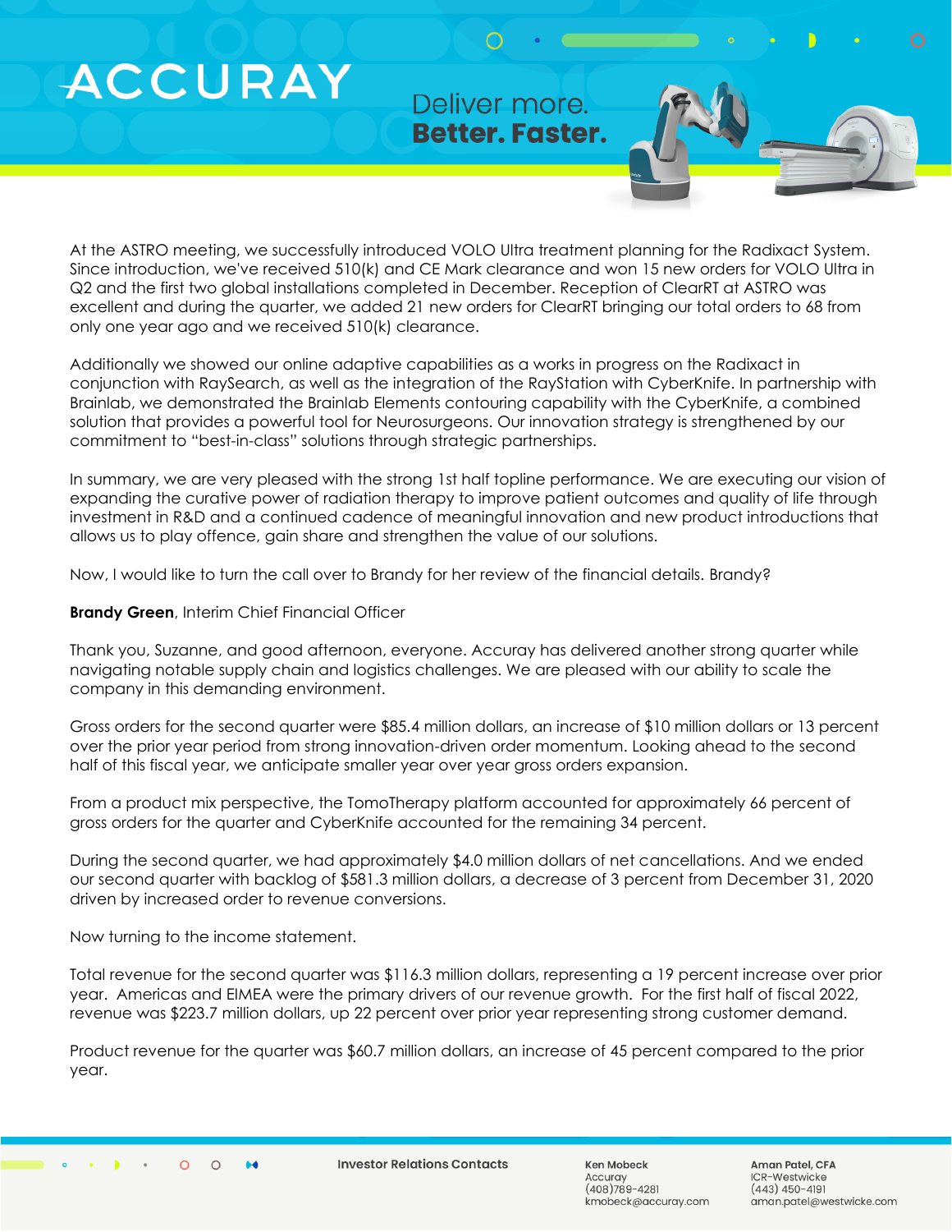At the ASTRO meeting, we successfully introduced VOLO Ultra treatment planning for the Radixact System. Since introduction, we've received 510(k) and CE Mark clearance and won 15 new orders for VOLO Ultra in Q2 and the first two global installations completed in December. Reception of ClearRT at ASTRO was excellent and during the quarter, we added 21 new orders for ClearRT bringing our total orders to 68 from only one year ago and we received 510(k) clearance.

Additionally we showed our online adaptive capabilities as a works in progress on the Radixact in conjunction with RaySearch, as well as the integration of the RayStation with CyberKnife. In partnership with Brainlab, we demonstrated the Brainlab Elements contouring capability with the CyberKnife, a combined solution that provides a powerful tool for Neurosurgeons. Our innovation strategy is strengthened by our commitment to "best-in-class" solutions through strategic partnerships.

In summary, we are very pleased with the strong 1st half topline performance. We are executing our vision of expanding the curative power of radiation therapy to improve patient outcomes and quality of life through investment in R&D and a continued cadence of meaningful innovation and new product introductions that allows us to play offence, gain share and strengthen the value of our solutions.

Now, I would like to turn the call over to Brandy for her review of the financial details. Brandy?

**Brandy Green**, Interim Chief Financial Officer

Thank you, Suzanne, and good afternoon, everyone. Accuray has delivered another strong quarter while navigating notable supply chain and logistics challenges. We are pleased with our ability to scale the company in this demanding environment.

Gross orders for the second quarter were $85.4 million dollars, an increase of $10 million dollars or 13 percent over the prior year period from strong innovation-driven order momentum. Looking ahead to the second half of this fiscal year, we anticipate smaller year over year gross orders expansion.

From a product mix perspective, the TomoTherapy platform accounted for approximately 66 percent of gross orders for the quarter and CyberKnife accounted for the remaining 34 percent.

During the second quarter, we had approximately $4.0 million dollars of net cancellations. And we ended our second quarter with backlog of $581.3 million dollars, a decrease of 3 percent from December 31, 2020 driven by increased order to revenue conversions.

Now turning to the income statement.

Total revenue for the second quarter was $116.3 million dollars, representing a 19 percent increase over prior year. Americas and EIMEA were the primary drivers of our revenue growth. For the first half of fiscal 2022, revenue was $223.7 million dollars, up 22 percent over prior year representing strong customer demand.

Product revenue for the quarter was $60.7 million dollars, an increase of 45 percent compared to the prior year.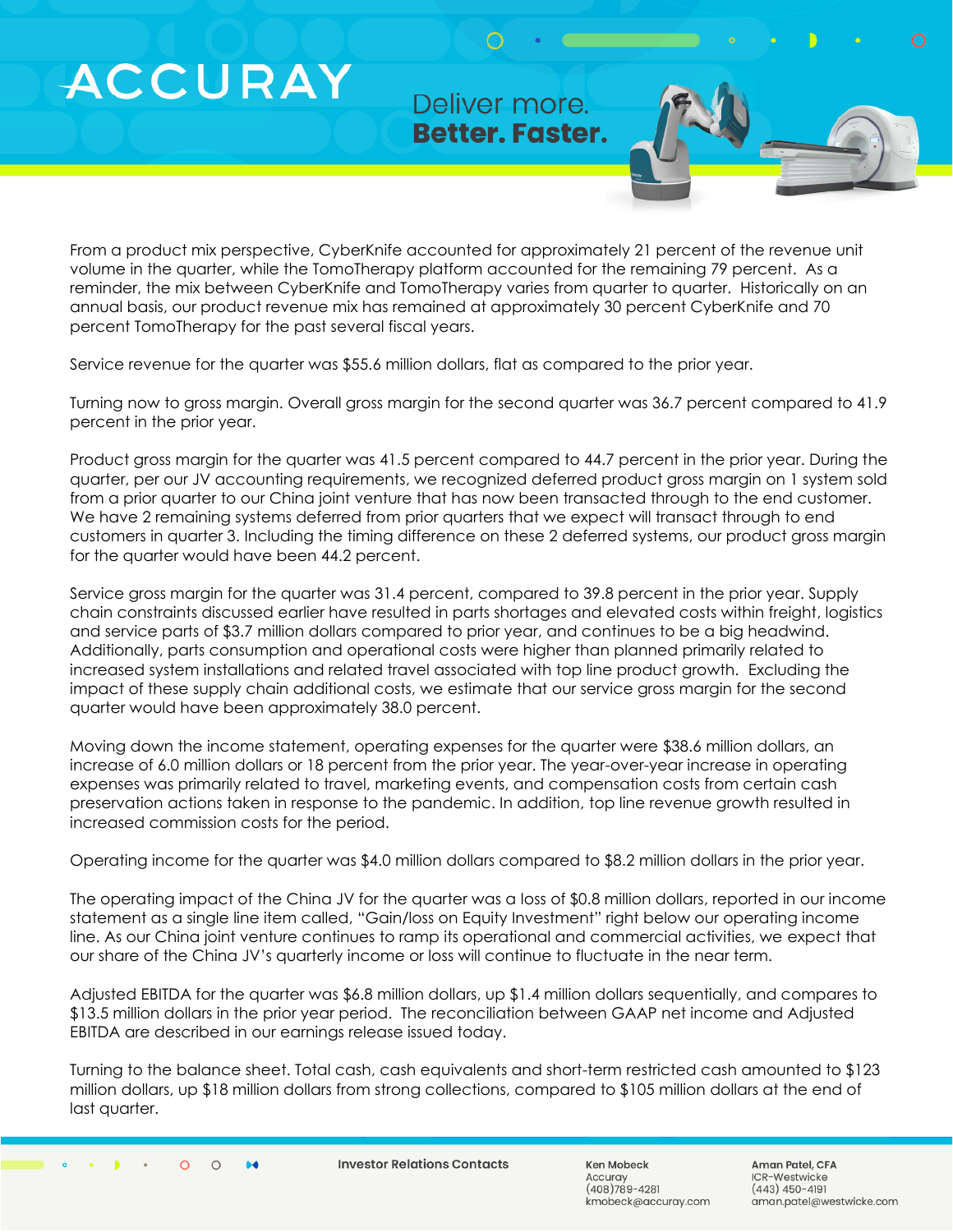From a product mix perspective, CyberKnife accounted for approximately 21 percent of the revenue unit volume in the quarter, while the TomoTherapy platform accounted for the remaining 79 percent. As a reminder, the mix between CyberKnife and TomoTherapy varies from quarter to quarter. Historically on an annual basis, our product revenue mix has remained at approximately 30 percent CyberKnife and 70 percent TomoTherapy for the past several fiscal years.

Service revenue for the quarter was $55.6 million dollars, flat as compared to the prior year.

Turning now to gross margin. Overall gross margin for the second quarter was 36.7 percent compared to 41.9 percent in the prior year.

Product gross margin for the quarter was 41.5 percent compared to 44.7 percent in the prior year. During the quarter, per our JV accounting requirements, we recognized deferred product gross margin on 1 system sold from a prior quarter to our China joint venture that has now been transacted through to the end customer. We have 2 remaining systems deferred from prior quarters that we expect will transact through to end customers in quarter 3. Including the timing difference on these 2 deferred systems, our product gross margin for the quarter would have been 44.2 percent.

Service gross margin for the quarter was 31.4 percent, compared to 39.8 percent in the prior year. Supply chain constraints discussed earlier have resulted in parts shortages and elevated costs within freight, logistics and service parts of $3.7 million dollars compared to prior year, and continues to be a big headwind. Additionally, parts consumption and operational costs were higher than planned primarily related to increased system installations and related travel associated with top line product growth. Excluding the impact of these supply chain additional costs, we estimate that our service gross margin for the second quarter would have been approximately 38.0 percent.

Moving down the income statement, operating expenses for the quarter were $38.6 million dollars, an increase of 6.0 million dollars or 18 percent from the prior year. The year-over-year increase in operating expenses was primarily related to travel, marketing events, and compensation costs from certain cash preservation actions taken in response to the pandemic. In addition, top line revenue growth resulted in increased commission costs for the period.

Operating income for the quarter was $4.0 million dollars compared to $8.2 million dollars in the prior year.

The operating impact of the China JV for the quarter was a loss of $0.8 million dollars, reported in our income statement as a single line item called, "Gain/loss on Equity Investment" right below our operating income line. As our China joint venture continues to ramp its operational and commercial activities, we expect that our share of the China JV's quarterly income or loss will continue to fluctuate in the near term.

Adjusted EBITDA for the quarter was $6.8 million dollars, up $1.4 million dollars sequentially, and compares to $13.5 million dollars in the prior year period. The reconciliation between GAAP net income and Adjusted EBITDA are described in our earnings release issued today.

Turning to the balance sheet. Total cash, cash equivalents and short-term restricted cash amounted to $123 million dollars, up $18 million dollars from strong collections, compared to $105 million dollars at the end of last quarter.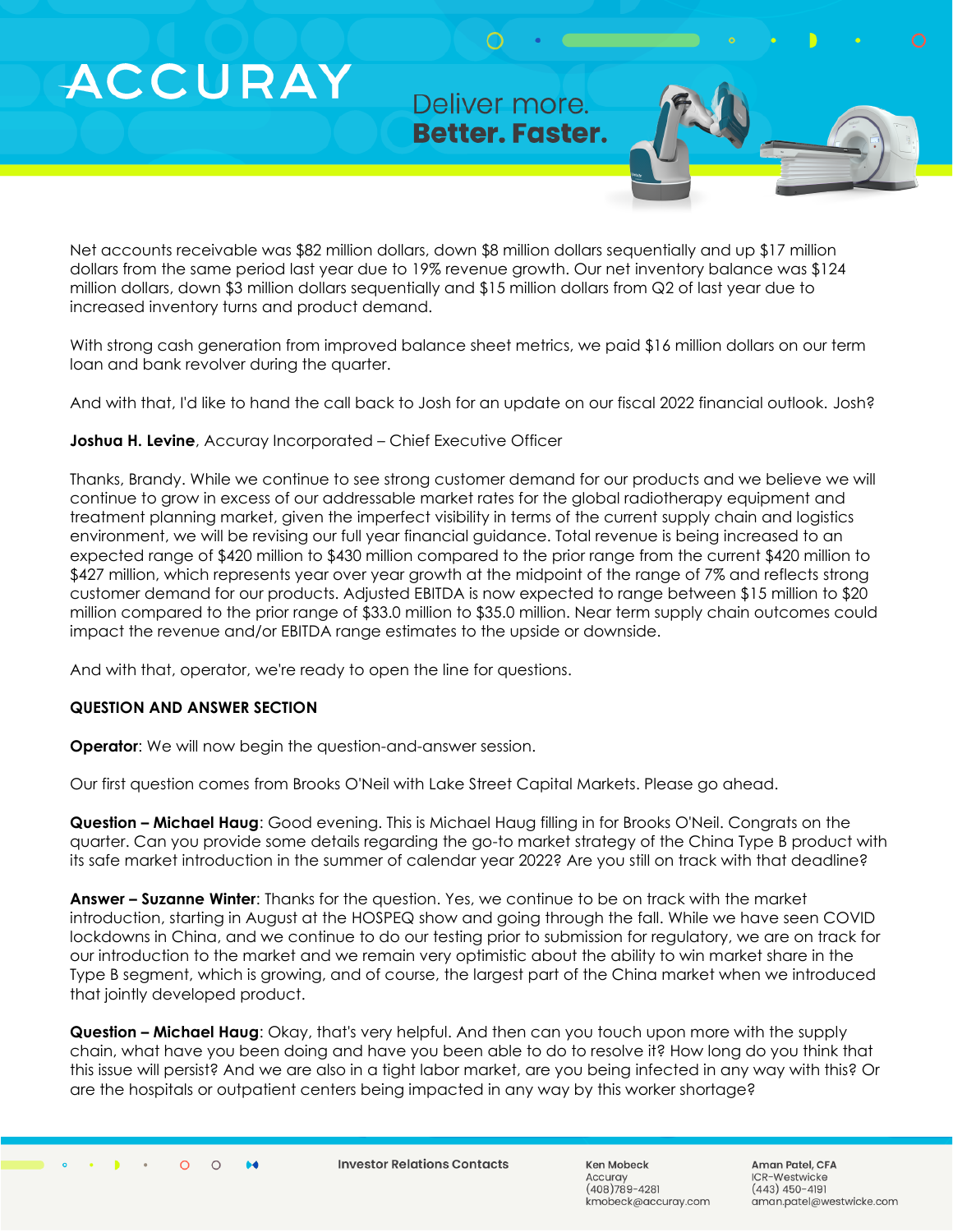Net accounts receivable was $82 million dollars, down $8 million dollars sequentially and up $17 million dollars from the same period last year due to 19% revenue growth. Our net inventory balance was $124 million dollars, down $3 million dollars sequentially and $15 million dollars from Q2 of last year due to increased inventory turns and product demand.

With strong cash generation from improved balance sheet metrics, we paid $16 million dollars on our term loan and bank revolver during the quarter.

And with that, I'd like to hand the call back to Josh for an update on our fiscal 2022 financial outlook. Josh?

**Joshua H. Levine**, Accuray Incorporated – Chief Executive Officer

Thanks, Brandy. While we continue to see strong customer demand for our products and we believe we will continue to grow in excess of our addressable market rates for the global radiotherapy equipment and treatment planning market, given the imperfect visibility in terms of the current supply chain and logistics environment, we will be revising our full year financial guidance. Total revenue is being increased to an expected range of $420 million to $430 million compared to the prior range from the current $420 million to $427 million, which represents year over year growth at the midpoint of the range of 7% and reflects strong customer demand for our products. Adjusted EBITDA is now expected to range between $15 million to $20 million compared to the prior range of $33.0 million to $35.0 million. Near term supply chain outcomes could impact the revenue and/or EBITDA range estimates to the upside or downside.

And with that, operator, we're ready to open the line for questions.

**QUESTION AND ANSWER SECTION**

**Operator**: We will now begin the question-and-answer session.

Our first question comes from Brooks O'Neil with Lake Street Capital Markets. Please go ahead.

**Question – Michael Haug**: Good evening. This is Michael Haug filling in for Brooks O'Neil. Congrats on the quarter. Can you provide some details regarding the go-to market strategy of the China Type B product with its safe market introduction in the summer of calendar year 2022? Are you still on track with that deadline?

**Answer – Suzanne Winter**: Thanks for the question. Yes, we continue to be on track with the market introduction, starting in August at the HOSPEQ show and going through the fall. While we have seen COVID lockdowns in China, and we continue to do our testing prior to submission for regulatory, we are on track for our introduction to the market and we remain very optimistic about the ability to win market share in the Type B segment, which is growing, and of course, the largest part of the China market when we introduced that jointly developed product.

**Question – Michael Haug**: Okay, that's very helpful. And then can you touch upon more with the supply chain, what have you been doing and have you been able to do to resolve it? How long do you think that this issue will persist? And we are also in a tight labor market, are you being infected in any way with this? Or are the hospitals or outpatient centers being impacted in any way by this worker shortage?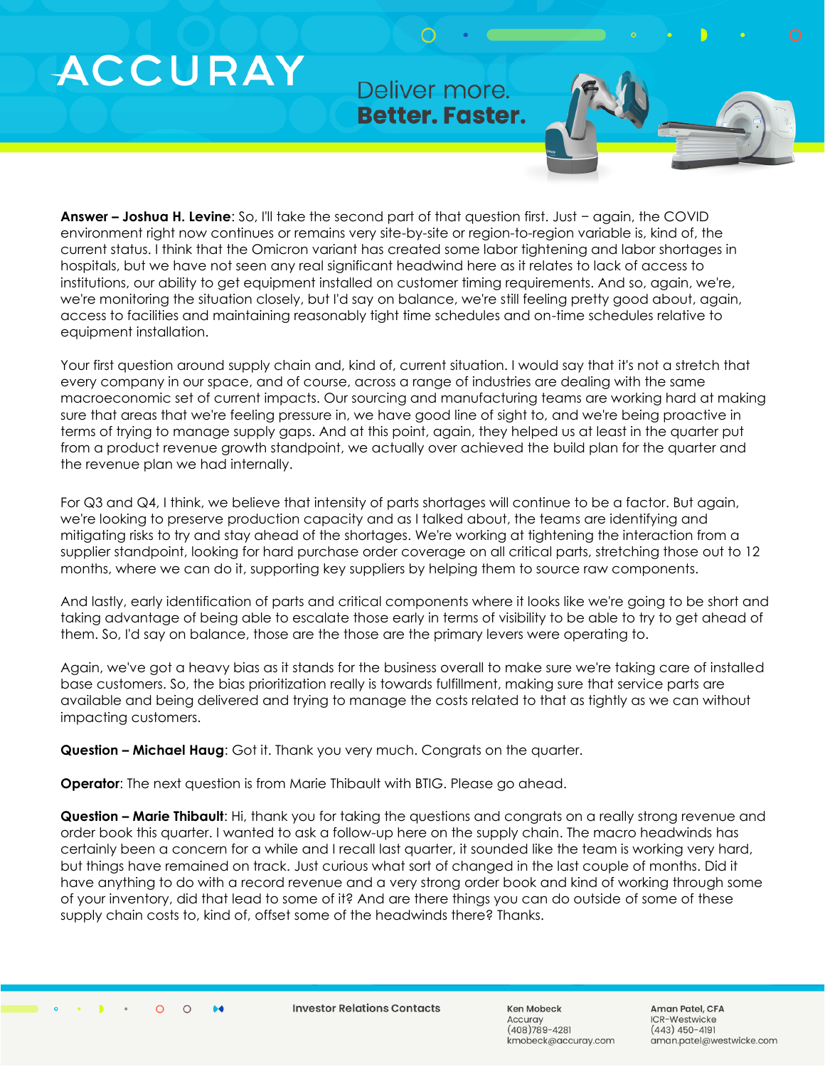**Answer – Joshua H. Levine**: So, I'll take the second part of that question first. Just – again, the COVID environment right now continues or remains very site-by-site or region-to-region variable is, kind of, the current status. I think that the Omicron variant has created some labor tightening and labor shortages in hospitals, but we have not seen any real significant headwind here as it relates to lack of access to institutions, our ability to get equipment installed on customer timing requirements. And so, again, we're, we're monitoring the situation closely, but I'd say on balance, we're still feeling pretty good about, again, access to facilities and maintaining reasonably tight time schedules and on-time schedules relative to equipment installation.

Your first question around supply chain and, kind of, current situation. I would say that it's not a stretch that every company in our space, and of course, across a range of industries are dealing with the same macroeconomic set of current impacts. Our sourcing and manufacturing teams are working hard at making sure that areas that we're feeling pressure in, we have good line of sight to, and we're being proactive in terms of trying to manage supply gaps. And at this point, again, they helped us at least in the quarter put from a product revenue growth standpoint, we actually over achieved the build plan for the quarter and the revenue plan we had internally.

For Q3 and Q4, I think, we believe that intensity of parts shortages will continue to be a factor. But again, we're looking to preserve production capacity and as I talked about, the teams are identifying and mitigating risks to try and stay ahead of the shortages. We're working at tightening the interaction from a supplier standpoint, looking for hard purchase order coverage on all critical parts, stretching those out to 12 months, where we can do it, supporting key suppliers by helping them to source raw components.

And lastly, early identification of parts and critical components where it looks like we're going to be short and taking advantage of being able to escalate those early in terms of visibility to be able to try to get ahead of them. So, I'd say on balance, those are the those are the primary levers were operating to.

Again, we've got a heavy bias as it stands for the business overall to make sure we're taking care of installed base customers. So, the bias prioritization really is towards fulfillment, making sure that service parts are available and being delivered and trying to manage the costs related to that as tightly as we can without impacting customers.

**Question – Michael Haug**: Got it. Thank you very much. Congrats on the quarter.

**Operator**: The next question is from Marie Thibault with BTIG. Please go ahead.

**Question – Marie Thibault**: Hi, thank you for taking the questions and congrats on a really strong revenue and order book this quarter. I wanted to ask a follow-up here on the supply chain. The macro headwinds has certainly been a concern for a while and I recall last quarter, it sounded like the team is working very hard, but things have remained on track. Just curious what sort of changed in the last couple of months. Did it have anything to do with a record revenue and a very strong order book and kind of working through some of your inventory, did that lead to some of it? And are there things you can do outside of some of these supply chain costs to, kind of, offset some of the headwinds there? Thanks.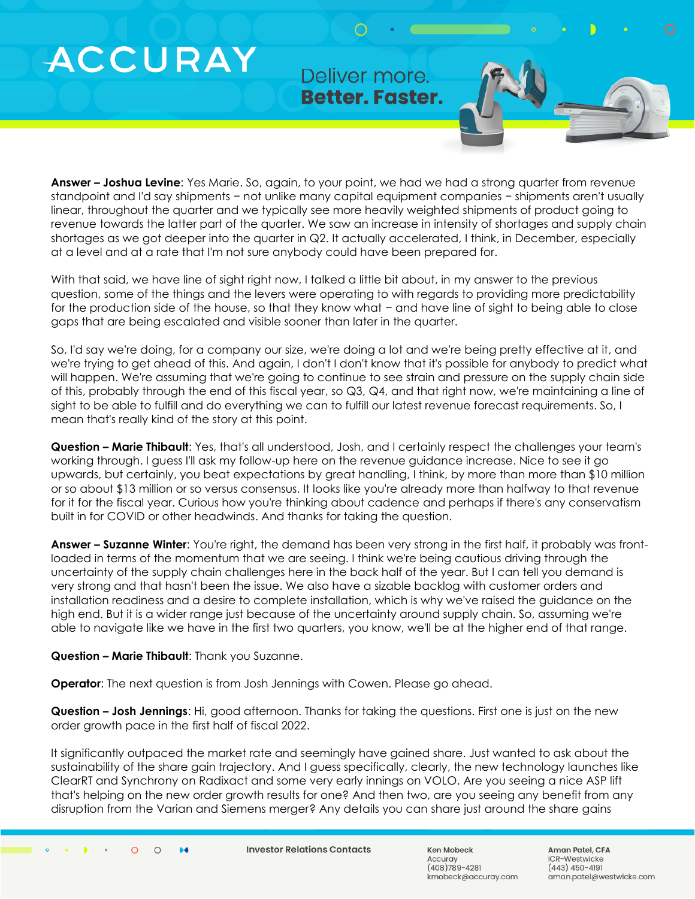**Answer – Joshua Levine**: Yes Marie. So, again, to your point, we had we had a strong quarter from revenue standpoint and I'd say shipments – not unlike many capital equipment companies – shipments aren't usually linear, throughout the quarter and we typically see more heavily weighted shipments of product going to revenue towards the latter part of the quarter. We saw an increase in intensity of shortages and supply chain shortages as we got deeper into the quarter in Q2. It actually accelerated, I think, in December, especially at a level and at a rate that I'm not sure anybody could have been prepared for.

With that said, we have line of sight right now, I talked a little bit about, in my answer to the previous question, some of the things and the levers were operating to with regards to providing more predictability for the production side of the house, so that they know what – and have line of sight to being able to close gaps that are being escalated and visible sooner than later in the quarter.

So, I'd say we're doing, for a company our size, we're doing a lot and we're being pretty effective at it, and we're trying to get ahead of this. And again, I don't I don't know that it's possible for anybody to predict what will happen. We're assuming that we're going to continue to see strain and pressure on the supply chain side of this, probably through the end of this fiscal year, so Q3, Q4, and that right now, we're maintaining a line of sight to be able to fulfill and do everything we can to fulfill our latest revenue forecast requirements. So, I mean that's really kind of the story at this point.

**Question – Marie Thibault**: Yes, that's all understood, Josh, and I certainly respect the challenges your team's working through. I guess I'll ask my follow-up here on the revenue guidance increase. Nice to see it go upwards, but certainly, you beat expectations by great handling, I think, by more than more than $10 million or so about $13 million or so versus consensus. It looks like you're already more than halfway to that revenue for it for the fiscal year. Curious how you're thinking about cadence and perhaps if there's any conservatism built in for COVID or other headwinds. And thanks for taking the question.

**Answer – Suzanne Winter**: You're right, the demand has been very strong in the first half, it probably was front-loaded in terms of the momentum that we are seeing. I think we're being cautious driving through the uncertainty of the supply chain challenges here in the back half of the year. But I can tell you demand is very strong and that hasn't been the issue. We also have a sizable backlog with customer orders and installation readiness and a desire to complete installation, which is why we've raised the guidance on the high end. But it is a wider range just because of the uncertainty around supply chain. So, assuming we're able to navigate like we have in the first two quarters, you know, we'll be at the higher end of that range.

**Question – Marie Thibault**: Thank you Suzanne.

**Operator**: The next question is from Josh Jennings with Cowen. Please go ahead.

**Question – Josh Jennings**: Hi, good afternoon. Thanks for taking the questions. First one is just on the new order growth pace in the first half of fiscal 2022.

It significantly outpaced the market rate and seemingly have gained share. Just wanted to ask about the sustainability of the share gain trajectory. And I guess specifically, clearly, the new technology launches like ClearRT and Synchrony on Radixact and some very early innings on VOLO. Are you seeing a nice ASP lift that's helping on the new order growth results for one? And then two, are you seeing any benefit from any disruption from the Varian and Siemens merger? Any details you can share just around the share gains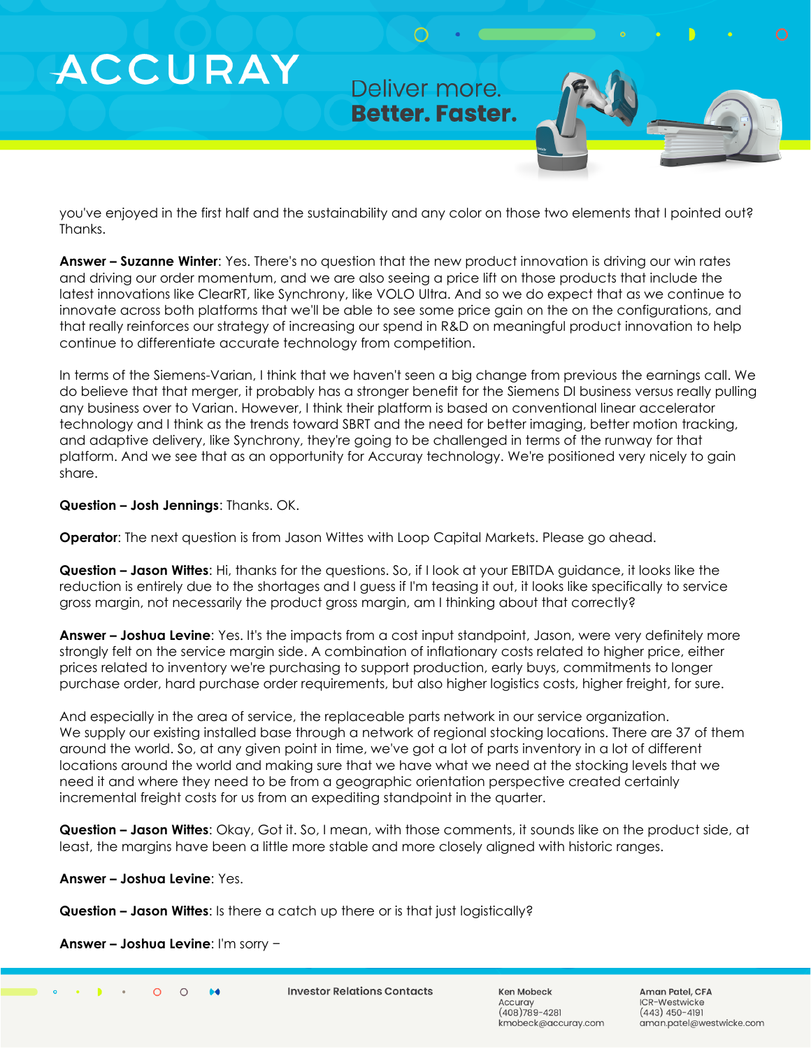you've enjoyed in the first half and the sustainability and any color on those two elements that I pointed out? Thanks.

**Answer – Suzanne Winter**: Yes. There's no question that the new product innovation is driving our win rates and driving our order momentum, and we are also seeing a price lift on those products that include the latest innovations like ClearRT, like Synchrony, like VOLO Ultra. And so we do expect that as we continue to innovate across both platforms that we'll be able to see some price gain on the on the configurations, and that really reinforces our strategy of increasing our spend in R&D on meaningful product innovation to help continue to differentiate accurate technology from competition.

In terms of the Siemens-Varian, I think that we haven't seen a big change from previous the earnings call. We do believe that that merger, it probably has a stronger benefit for the Siemens DI business versus really pulling any business over to Varian. However, I think their platform is based on conventional linear accelerator technology and I think as the trends toward SBRT and the need for better imaging, better motion tracking, and adaptive delivery, like Synchrony, they're going to be challenged in terms of the runway for that platform. And we see that as an opportunity for Accuray technology. We're positioned very nicely to gain share.

**Question – Josh Jennings**: Thanks. OK.

**Operator**: The next question is from Jason Wittes with Loop Capital Markets. Please go ahead.

**Question – Jason Wittes**: Hi, thanks for the questions. So, if I look at your EBITDA guidance, it looks like the reduction is entirely due to the shortages and I guess if I'm teasing it out, it looks like specifically to service gross margin, not necessarily the product gross margin, am I thinking about that correctly?

**Answer – Joshua Levine**: Yes. It's the impacts from a cost input standpoint, Jason, were very definitely more strongly felt on the service margin side. A combination of inflationary costs related to higher price, either prices related to inventory we're purchasing to support production, early buys, commitments to longer purchase order, hard purchase order requirements, but also higher logistics costs, higher freight, for sure.

And especially in the area of service, the replaceable parts network in our service organization. We supply our existing installed base through a network of regional stocking locations. There are 37 of them around the world. So, at any given point in time, we've got a lot of parts inventory in a lot of different locations around the world and making sure that we have what we need at the stocking levels that we need it and where they need to be from a geographic orientation perspective created certainly incremental freight costs for us from an expediting standpoint in the quarter.

**Question – Jason Wittes**: Okay, Got it. So, I mean, with those comments, it sounds like on the product side, at least, the margins have been a little more stable and more closely aligned with historic ranges.

**Answer – Joshua Levine**: Yes.

**Question – Jason Wittes**: Is there a catch up there or is that just logistically?

**Answer – Joshua Levine**: I'm sorry –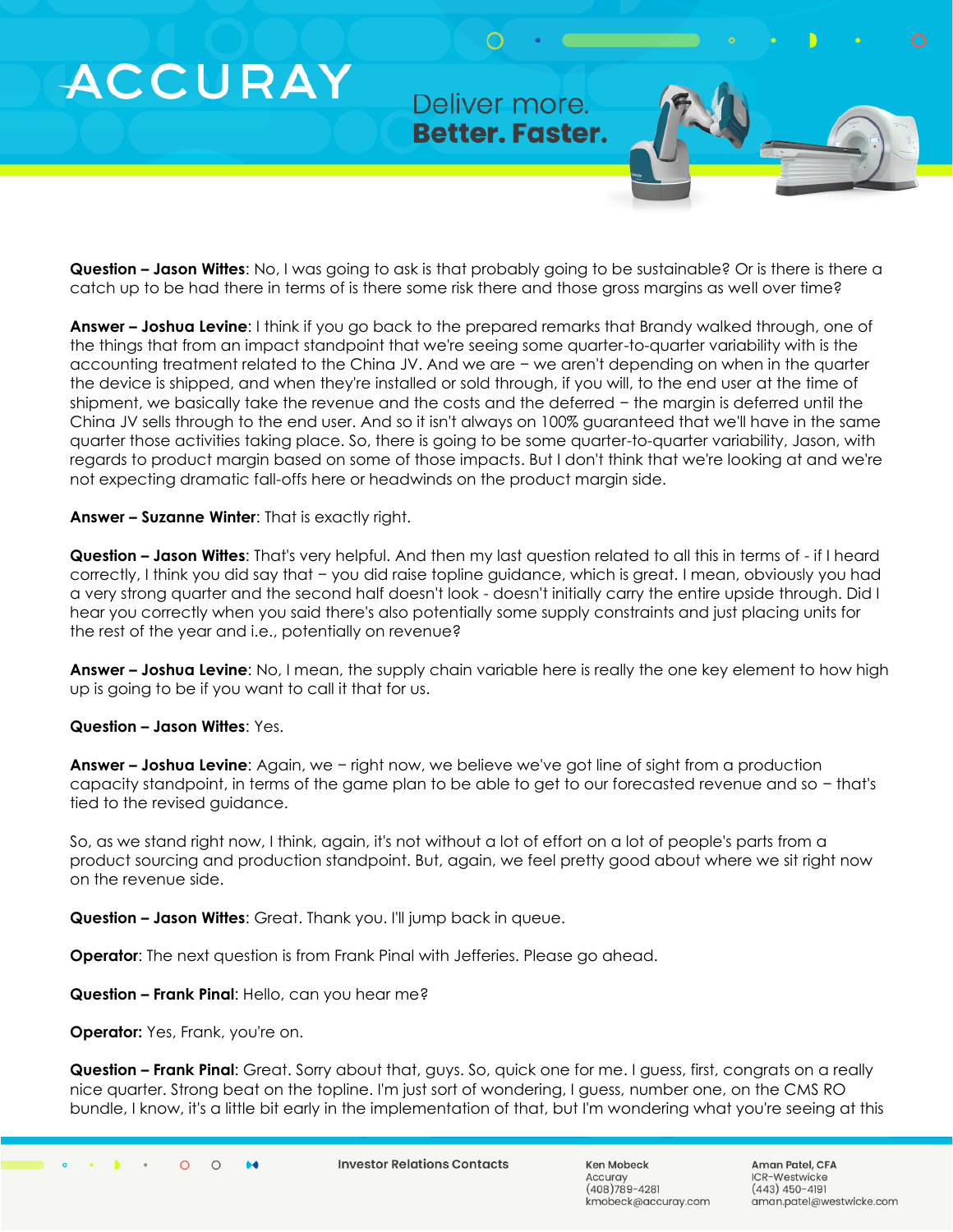**Question – Jason Wittes**: No, I was going to ask is that probably going to be sustainable? Or is there is there a catch up to be had there in terms of is there some risk there and those gross margins as well over time?

**Answer – Joshua Levine**: I think if you go back to the prepared remarks that Brandy walked through, one of the things that from an impact standpoint that we're seeing some quarter-to-quarter variability with is the accounting treatment related to the China JV. And we are – we aren't depending on when in the quarter the device is shipped, and when they're installed or sold through, if you will, to the end user at the time of shipment, we basically take the revenue and the costs and the deferred – the margin is deferred until the China JV sells through to the end user. And so it isn't always on 100% guaranteed that we'll have in the same quarter those activities taking place. So, there is going to be some quarter-to-quarter variability, Jason, with regards to product margin based on some of those impacts. But I don't think that we're looking at and we're not expecting dramatic fall-offs here or headwinds on the product margin side.

**Answer – Suzanne Winter**: That is exactly right.

**Question – Jason Wittes**: That's very helpful. And then my last question related to all this in terms of - if I heard correctly, I think you did say that – you did raise topline guidance, which is great. I mean, obviously you had a very strong quarter and the second half doesn't look - doesn't initially carry the entire upside through. Did I hear you correctly when you said there's also potentially some supply constraints and just placing units for the rest of the year and i.e., potentially on revenue?

**Answer – Joshua Levine**: No, I mean, the supply chain variable here is really the one key element to how high up is going to be if you want to call it that for us.

**Question – Jason Wittes**: Yes.

**Answer – Joshua Levine**: Again, we – right now, we believe we've got line of sight from a production capacity standpoint, in terms of the game plan to be able to get to our forecasted revenue and so – that's tied to the revised guidance.

So, as we stand right now, I think, again, it's not without a lot of effort on a lot of people's parts from a product sourcing and production standpoint. But, again, we feel pretty good about where we sit right now on the revenue side.

**Question – Jason Wittes**: Great. Thank you. I'll jump back in queue.

**Operator**: The next question is from Frank Pinal with Jefferies. Please go ahead.

**Question – Frank Pinal**: Hello, can you hear me?

**Operator:** Yes, Frank, you're on.

**Question – Frank Pinal**: Great. Sorry about that, guys. So, quick one for me. I guess, first, congrats on a really nice quarter. Strong beat on the topline. I'm just sort of wondering, I guess, number one, on the CMS RO bundle, I know, it's a little bit early in the implementation of that, but I'm wondering what you're seeing at this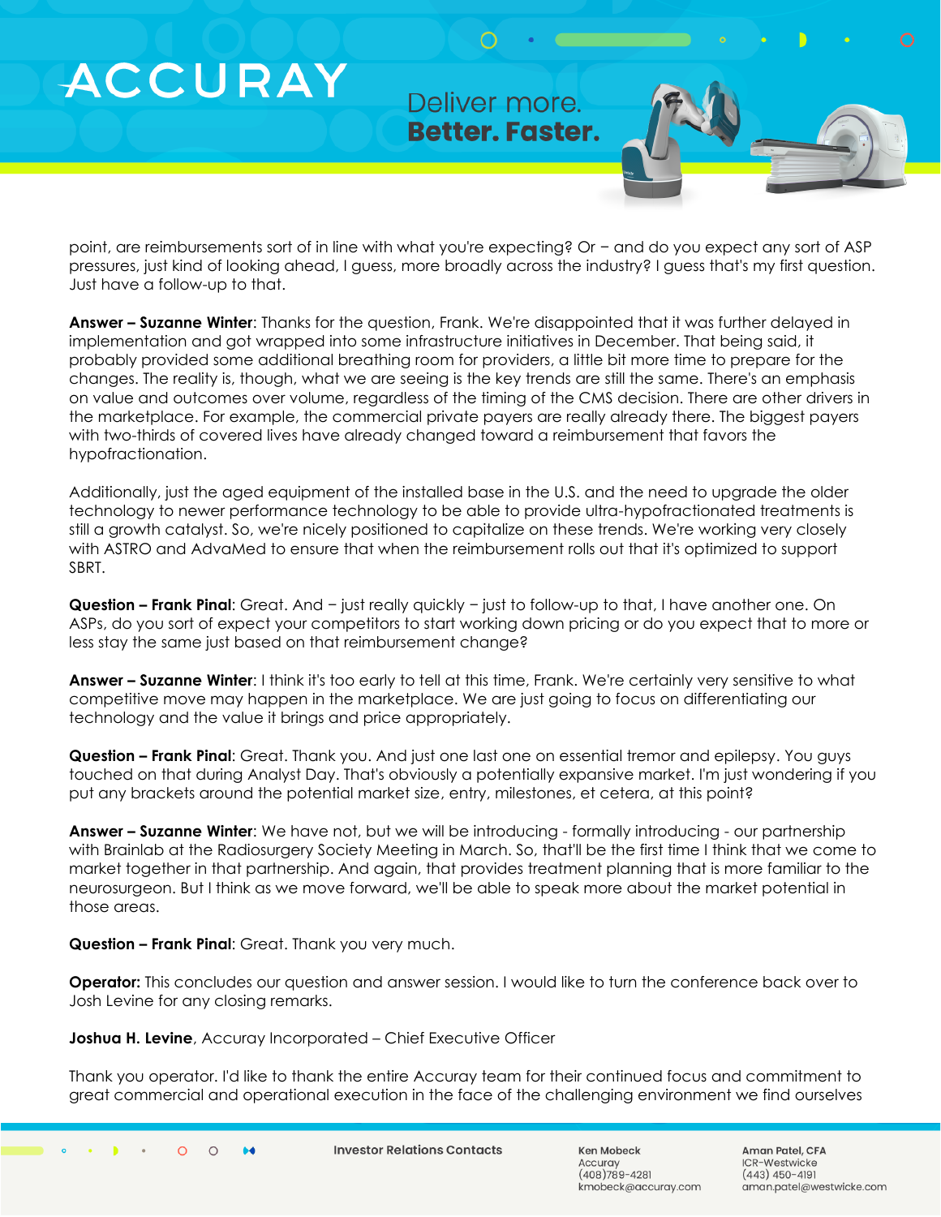point, are reimbursements sort of in line with what you're expecting? Or – and do you expect any sort of ASP pressures, just kind of looking ahead, I guess, more broadly across the industry? I guess that's my first question. Just have a follow-up to that.

**Answer – Suzanne Winter**: Thanks for the question, Frank. We're disappointed that it was further delayed in implementation and got wrapped into some infrastructure initiatives in December. That being said, it probably provided some additional breathing room for providers, a little bit more time to prepare for the changes. The reality is, though, what we are seeing is the key trends are still the same. There's an emphasis on value and outcomes over volume, regardless of the timing of the CMS decision. There are other drivers in the marketplace. For example, the commercial private payers are really already there. The biggest payers with two-thirds of covered lives have already changed toward a reimbursement that favors the hypofractionation.

Additionally, just the aged equipment of the installed base in the U.S. and the need to upgrade the older technology to newer performance technology to be able to provide ultra-hypofractionated treatments is still a growth catalyst. So, we're nicely positioned to capitalize on these trends. We're working very closely with ASTRO and AdvaMed to ensure that when the reimbursement rolls out that it's optimized to support SBRT.

**Question – Frank Pinal**: Great. And – just really quickly – just to follow-up to that, I have another one. On ASPs, do you sort of expect your competitors to start working down pricing or do you expect that to more or less stay the same just based on that reimbursement change?

**Answer – Suzanne Winter**: I think it's too early to tell at this time, Frank. We're certainly very sensitive to what competitive move may happen in the marketplace. We are just going to focus on differentiating our technology and the value it brings and price appropriately.

**Question – Frank Pinal**: Great. Thank you. And just one last one on essential tremor and epilepsy. You guys touched on that during Analyst Day. That's obviously a potentially expansive market. I'm just wondering if you put any brackets around the potential market size, entry, milestones, et cetera, at this point?

**Answer – Suzanne Winter**: We have not, but we will be introducing - formally introducing - our partnership with Brainlab at the Radiosurgery Society Meeting in March. So, that'll be the first time I think that we come to market together in that partnership. And again, that provides treatment planning that is more familiar to the neurosurgeon. But I think as we move forward, we'll be able to speak more about the market potential in those areas.

**Question – Frank Pinal**: Great. Thank you very much.

**Operator:** This concludes our question and answer session. I would like to turn the conference back over to Josh Levine for any closing remarks.

**Joshua H. Levine**, Accuray Incorporated – Chief Executive Officer

Thank you operator. I'd like to thank the entire Accuray team for their continued focus and commitment to great commercial and operational execution in the face of the challenging environment we find ourselves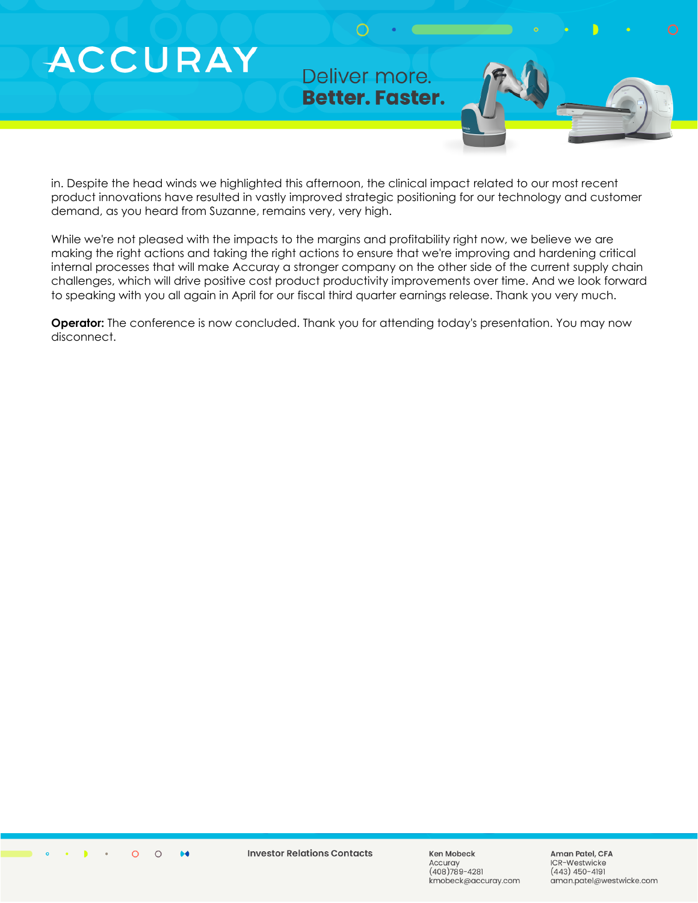in. Despite the head winds we highlighted this afternoon, the clinical impact related to our most recent product innovations have resulted in vastly improved strategic positioning for our technology and customer demand, as you heard from Suzanne, remains very, very high.

While we're not pleased with the impacts to the margins and profitability right now, we believe we are making the right actions and taking the right actions to ensure that we're improving and hardening critical internal processes that will make Accuray a stronger company on the other side of the current supply chain challenges, which will drive positive cost product productivity improvements over time. And we look forward to speaking with you all again in April for our fiscal third quarter earnings release. Thank you very much.

**Operator:** The conference is now concluded. Thank you for attending today's presentation. You may now disconnect.